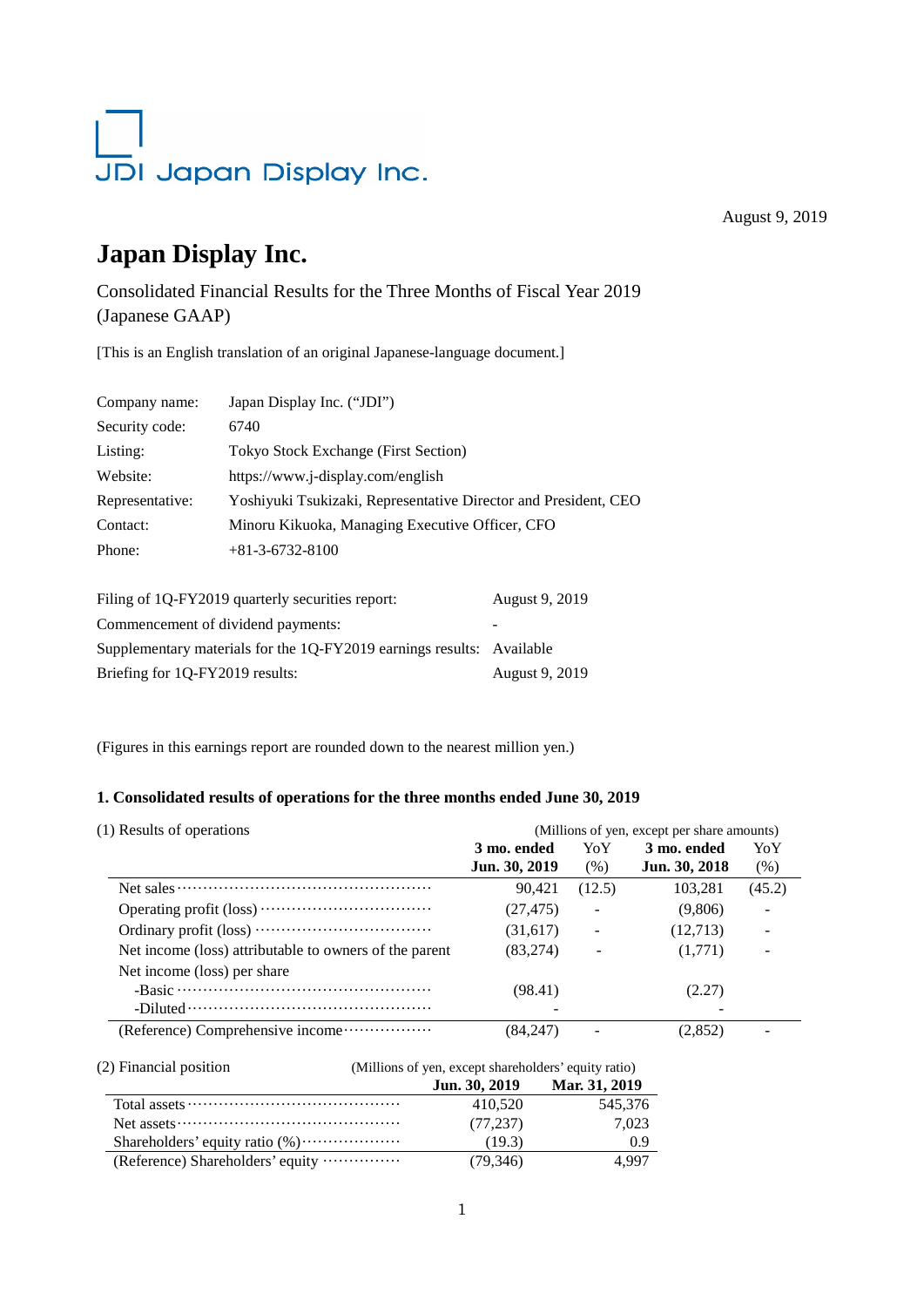JDI Japan Display Inc.

August 9, 2019

# Japan Display Inc.

Consolidated Financial Results for the Three Months of Fiscal Year 2019
(Japanese GAAP)

[This is an English translation of an original Japanese-language document.]

| | |
|---|---|
| Company name: | Japan Display Inc. ("JDI") |
| Security code: | 6740 |
| Listing: | Tokyo Stock Exchange (First Section) |
| Website: | https://www.j-display.com/english |
| Representative: | Yoshiyuki Tsukizaki, Representative Director and President, CEO |
| Contact: | Minoru Kikuoka, Managing Executive Officer, CFO |
| Phone: | +81-3-6732-8100 |

| | |
|---|---|
| Filing of 1Q-FY2019 quarterly securities report: | August 9, 2019 |
| Commencement of dividend payments: | - |
| Supplementary materials for the 1Q-FY2019 earnings results: | Available |
| Briefing for 1Q-FY2019 results: | August 9, 2019 |

(Figures in this earnings report are rounded down to the nearest million yen.)

### 1. Consolidated results of operations for the three months ended June 30, 2019

(1) Results of operations (Millions of yen, except per share amounts)

| | 3 mo. ended Jun. 30, 2019 | YoY (%) | 3 mo. ended Jun. 30, 2018 | YoY (%) |
|---|---|---|---|---|
| Net sales | 90,421 | (12.5) | 103,281 | (45.2) |
| Operating profit (loss) | (27,475) | - | (9,806) | - |
| Ordinary profit (loss) | (31,617) | - | (12,713) | - |
| Net income (loss) attributable to owners of the parent | (83,274) | - | (1,771) | - |
| Net income (loss) per share | | | | |
| -Basic | (98.41) | | (2.27) | |
| -Diluted | - | | - | |
| (Reference) Comprehensive income | (84,247) | - | (2,852) | - |

(2) Financial position (Millions of yen, except shareholders' equity ratio)

| | Jun. 30, 2019 | Mar. 31, 2019 |
|---|---|---|
| Total assets | 410,520 | 545,376 |
| Net assets | (77,237) | 7,023 |
| Shareholders' equity ratio (%) | (19.3) | 0.9 |
| (Reference) Shareholders' equity | (79,346) | 4,997 |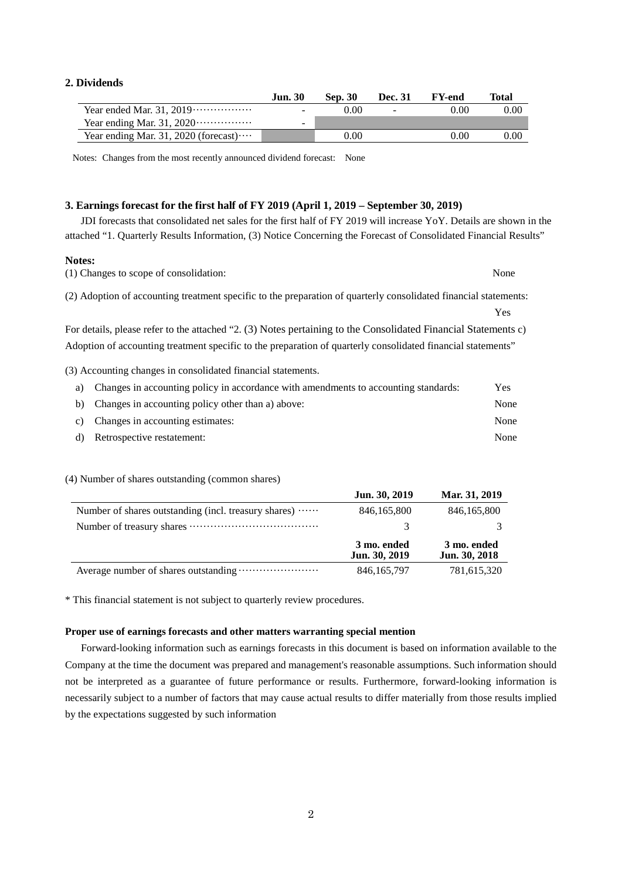## 2. Dividends

| | Jun. 30 | Sep. 30 | Dec. 31 | FY-end | Total |
|---|---|---|---|---|---|
| Year ended Mar. 31, 2019 | - | 0.00 | - | 0.00 | 0.00 |
| Year ending Mar. 31, 2020 | - | | | | |
| Year ending Mar. 31, 2020 (forecast) | | 0.00 | | 0.00 | 0.00 |

Notes: Changes from the most recently announced dividend forecast: None

## 3. Earnings forecast for the first half of FY 2019 (April 1, 2019 – September 30, 2019)

JDI forecasts that consolidated net sales for the first half of FY 2019 will increase YoY. Details are shown in the attached "1. Quarterly Results Information, (3) Notice Concerning the Forecast of Consolidated Financial Results"

**Notes:**

(1) Changes to scope of consolidation: None

(2) Adoption of accounting treatment specific to the preparation of quarterly consolidated financial statements: Yes

For details, please refer to the attached "2. (3) Notes pertaining to the Consolidated Financial Statements c) Adoption of accounting treatment specific to the preparation of quarterly consolidated financial statements"

(3) Accounting changes in consolidated financial statements.

a) Changes in accounting policy in accordance with amendments to accounting standards: Yes

b) Changes in accounting policy other than a) above: None

c) Changes in accounting estimates: None

d) Retrospective restatement: None

(4) Number of shares outstanding (common shares)

| | Jun. 30, 2019 | Mar. 31, 2019 |
|---|---|---|
| Number of shares outstanding (incl. treasury shares) | 846,165,800 | 846,165,800 |
| Number of treasury shares | 3 | 3 |
| | **3 mo. ended Jun. 30, 2019** | **3 mo. ended Jun. 30, 2018** |
| Average number of shares outstanding | 846,165,797 | 781,615,320 |

* This financial statement is not subject to quarterly review procedures.

**Proper use of earnings forecasts and other matters warranting special mention**

Forward-looking information such as earnings forecasts in this document is based on information available to the Company at the time the document was prepared and management's reasonable assumptions. Such information should not be interpreted as a guarantee of future performance or results. Furthermore, forward-looking information is necessarily subject to a number of factors that may cause actual results to differ materially from those results implied by the expectations suggested by such information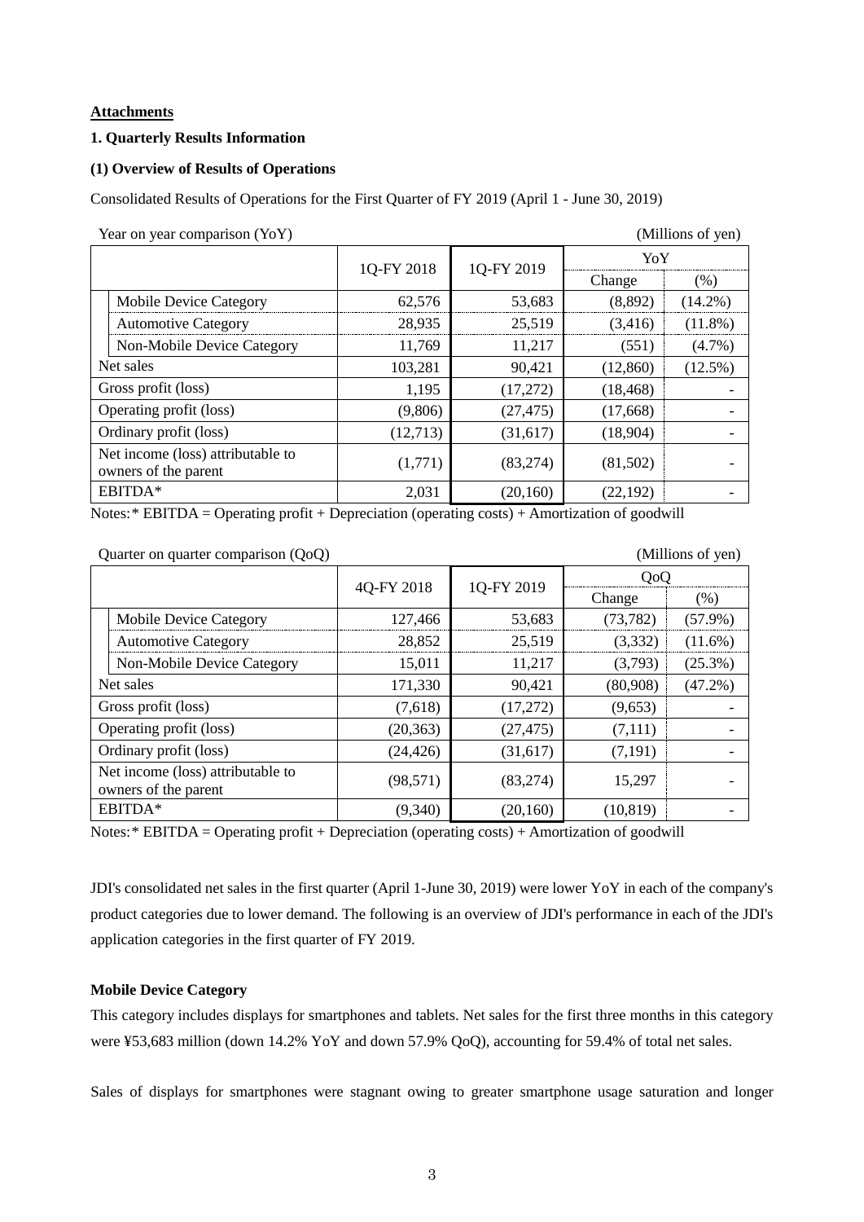**Attachments**

**1. Quarterly Results Information**

**(1) Overview of Results of Operations**

Consolidated Results of Operations for the First Quarter of FY 2019 (April 1 - June 30, 2019)

Year on year comparison (YoY) (Millions of yen)

| | 1Q-FY 2018 | 1Q-FY 2019 | YoY | |
|---|---|---|---|---|
| | | | Change | (%) |
| Mobile Device Category | 62,576 | 53,683 | (8,892) | (14.2%) |
| Automotive Category | 28,935 | 25,519 | (3,416) | (11.8%) |
| Non-Mobile Device Category | 11,769 | 11,217 | (551) | (4.7%) |
| Net sales | 103,281 | 90,421 | (12,860) | (12.5%) |
| Gross profit (loss) | 1,195 | (17,272) | (18,468) | - |
| Operating profit (loss) | (9,806) | (27,475) | (17,668) | - |
| Ordinary profit (loss) | (12,713) | (31,617) | (18,904) | - |
| Net income (loss) attributable to owners of the parent | (1,771) | (83,274) | (81,502) | - |
| EBITDA* | 2,031 | (20,160) | (22,192) | - |

Notes:* EBITDA = Operating profit + Depreciation (operating costs) + Amortization of goodwill

Quarter on quarter comparison (QoQ) (Millions of yen)

| | 4Q-FY 2018 | 1Q-FY 2019 | QoQ | |
|---|---|---|---|---|
| | | | Change | (%) |
| Mobile Device Category | 127,466 | 53,683 | (73,782) | (57.9%) |
| Automotive Category | 28,852 | 25,519 | (3,332) | (11.6%) |
| Non-Mobile Device Category | 15,011 | 11,217 | (3,793) | (25.3%) |
| Net sales | 171,330 | 90,421 | (80,908) | (47.2%) |
| Gross profit (loss) | (7,618) | (17,272) | (9,653) | - |
| Operating profit (loss) | (20,363) | (27,475) | (7,111) | - |
| Ordinary profit (loss) | (24,426) | (31,617) | (7,191) | - |
| Net income (loss) attributable to owners of the parent | (98,571) | (83,274) | 15,297 | - |
| EBITDA* | (9,340) | (20,160) | (10,819) | - |

Notes:* EBITDA = Operating profit + Depreciation (operating costs) + Amortization of goodwill

JDI's consolidated net sales in the first quarter (April 1-June 30, 2019) were lower YoY in each of the company's product categories due to lower demand. The following is an overview of JDI's performance in each of the JDI's application categories in the first quarter of FY 2019.

**Mobile Device Category**

This category includes displays for smartphones and tablets. Net sales for the first three months in this category were ¥53,683 million (down 14.2% YoY and down 57.9% QoQ), accounting for 59.4% of total net sales.

Sales of displays for smartphones were stagnant owing to greater smartphone usage saturation and longer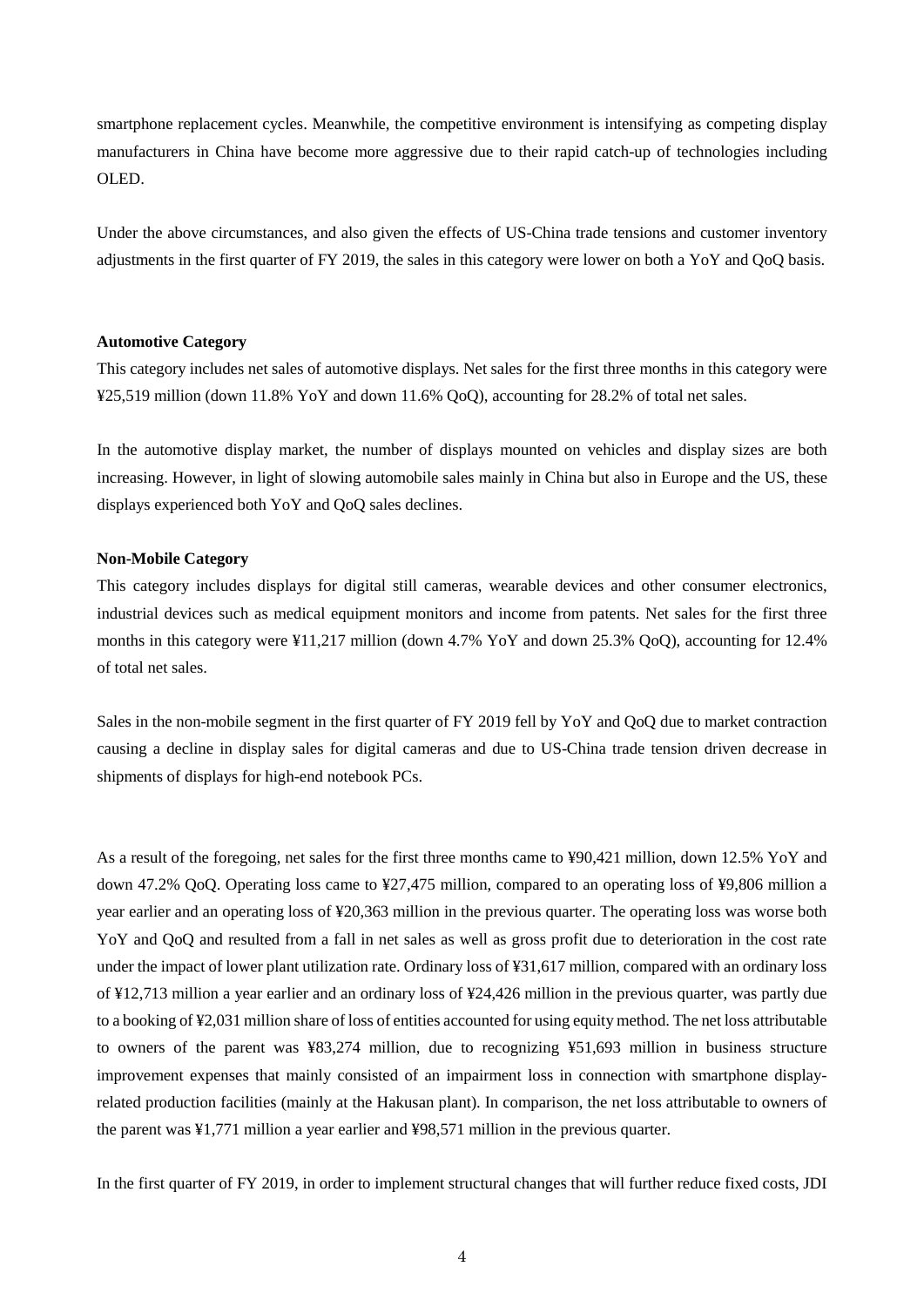smartphone replacement cycles. Meanwhile, the competitive environment is intensifying as competing display manufacturers in China have become more aggressive due to their rapid catch-up of technologies including OLED.

Under the above circumstances, and also given the effects of US-China trade tensions and customer inventory adjustments in the first quarter of FY 2019, the sales in this category were lower on both a YoY and QoQ basis.

**Automotive Category**

This category includes net sales of automotive displays. Net sales for the first three months in this category were ¥25,519 million (down 11.8% YoY and down 11.6% QoQ), accounting for 28.2% of total net sales.

In the automotive display market, the number of displays mounted on vehicles and display sizes are both increasing. However, in light of slowing automobile sales mainly in China but also in Europe and the US, these displays experienced both YoY and QoQ sales declines.

**Non-Mobile Category**

This category includes displays for digital still cameras, wearable devices and other consumer electronics, industrial devices such as medical equipment monitors and income from patents. Net sales for the first three months in this category were ¥11,217 million (down 4.7% YoY and down 25.3% QoQ), accounting for 12.4% of total net sales.

Sales in the non-mobile segment in the first quarter of FY 2019 fell by YoY and QoQ due to market contraction causing a decline in display sales for digital cameras and due to US-China trade tension driven decrease in shipments of displays for high-end notebook PCs.

As a result of the foregoing, net sales for the first three months came to ¥90,421 million, down 12.5% YoY and down 47.2% QoQ. Operating loss came to ¥27,475 million, compared to an operating loss of ¥9,806 million a year earlier and an operating loss of ¥20,363 million in the previous quarter. The operating loss was worse both YoY and QoQ and resulted from a fall in net sales as well as gross profit due to deterioration in the cost rate under the impact of lower plant utilization rate. Ordinary loss of ¥31,617 million, compared with an ordinary loss of ¥12,713 million a year earlier and an ordinary loss of ¥24,426 million in the previous quarter, was partly due to a booking of ¥2,031 million share of loss of entities accounted for using equity method. The net loss attributable to owners of the parent was ¥83,274 million, due to recognizing ¥51,693 million in business structure improvement expenses that mainly consisted of an impairment loss in connection with smartphone display-related production facilities (mainly at the Hakusan plant). In comparison, the net loss attributable to owners of the parent was ¥1,771 million a year earlier and ¥98,571 million in the previous quarter.

In the first quarter of FY 2019, in order to implement structural changes that will further reduce fixed costs, JDI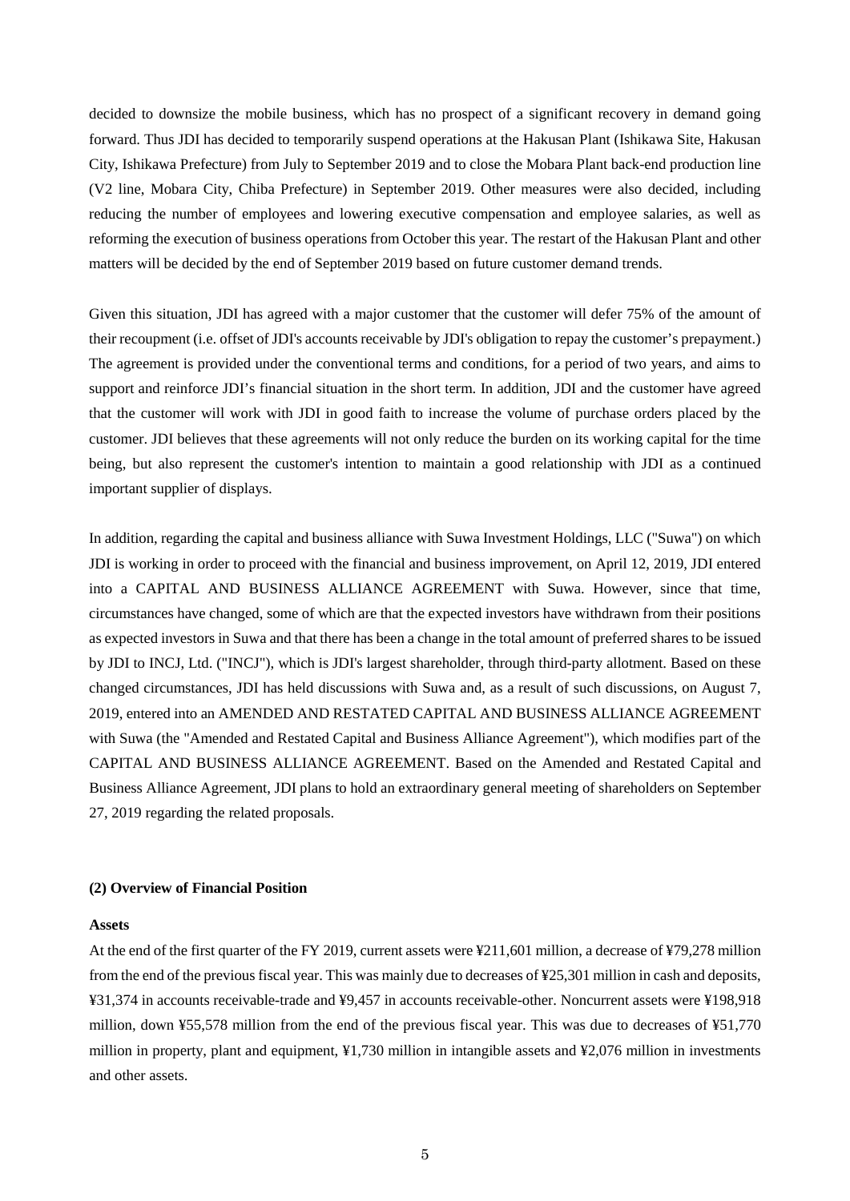decided to downsize the mobile business, which has no prospect of a significant recovery in demand going forward. Thus JDI has decided to temporarily suspend operations at the Hakusan Plant (Ishikawa Site, Hakusan City, Ishikawa Prefecture) from July to September 2019 and to close the Mobara Plant back-end production line (V2 line, Mobara City, Chiba Prefecture) in September 2019. Other measures were also decided, including reducing the number of employees and lowering executive compensation and employee salaries, as well as reforming the execution of business operations from October this year. The restart of the Hakusan Plant and other matters will be decided by the end of September 2019 based on future customer demand trends.

Given this situation, JDI has agreed with a major customer that the customer will defer 75% of the amount of their recoupment (i.e. offset of JDI's accounts receivable by JDI's obligation to repay the customer's prepayment.) The agreement is provided under the conventional terms and conditions, for a period of two years, and aims to support and reinforce JDI's financial situation in the short term. In addition, JDI and the customer have agreed that the customer will work with JDI in good faith to increase the volume of purchase orders placed by the customer. JDI believes that these agreements will not only reduce the burden on its working capital for the time being, but also represent the customer's intention to maintain a good relationship with JDI as a continued important supplier of displays.

In addition, regarding the capital and business alliance with Suwa Investment Holdings, LLC ("Suwa") on which JDI is working in order to proceed with the financial and business improvement, on April 12, 2019, JDI entered into a CAPITAL AND BUSINESS ALLIANCE AGREEMENT with Suwa. However, since that time, circumstances have changed, some of which are that the expected investors have withdrawn from their positions as expected investors in Suwa and that there has been a change in the total amount of preferred shares to be issued by JDI to INCJ, Ltd. ("INCJ"), which is JDI's largest shareholder, through third-party allotment. Based on these changed circumstances, JDI has held discussions with Suwa and, as a result of such discussions, on August 7, 2019, entered into an AMENDED AND RESTATED CAPITAL AND BUSINESS ALLIANCE AGREEMENT with Suwa (the "Amended and Restated Capital and Business Alliance Agreement"), which modifies part of the CAPITAL AND BUSINESS ALLIANCE AGREEMENT. Based on the Amended and Restated Capital and Business Alliance Agreement, JDI plans to hold an extraordinary general meeting of shareholders on September 27, 2019 regarding the related proposals.

### (2) Overview of Financial Position

**Assets**

At the end of the first quarter of the FY 2019, current assets were ¥211,601 million, a decrease of ¥79,278 million from the end of the previous fiscal year. This was mainly due to decreases of ¥25,301 million in cash and deposits, ¥31,374 in accounts receivable-trade and ¥9,457 in accounts receivable-other. Noncurrent assets were ¥198,918 million, down ¥55,578 million from the end of the previous fiscal year. This was due to decreases of ¥51,770 million in property, plant and equipment, ¥1,730 million in intangible assets and ¥2,076 million in investments and other assets.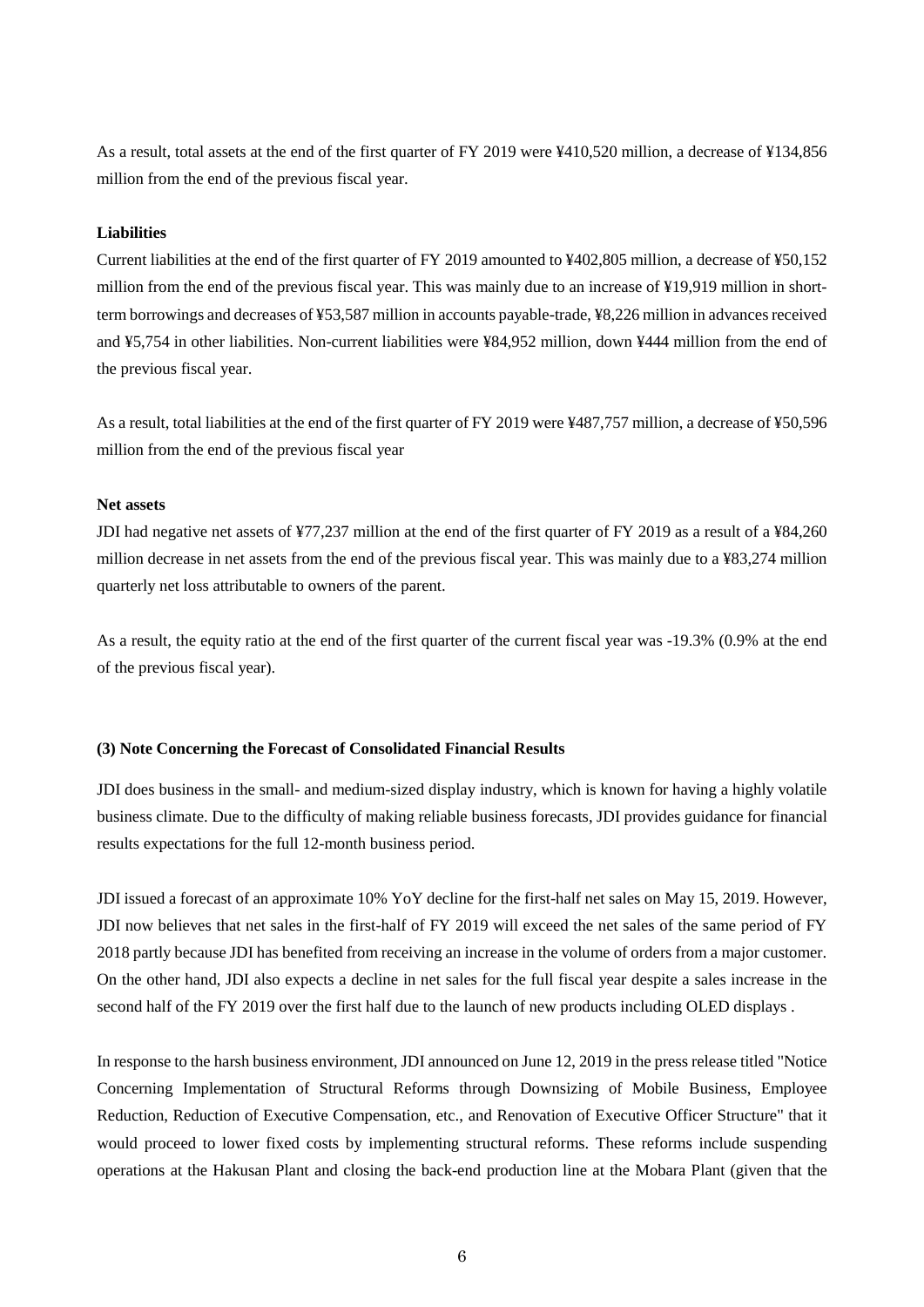As a result, total assets at the end of the first quarter of FY 2019 were ¥410,520 million, a decrease of ¥134,856 million from the end of the previous fiscal year.

**Liabilities**

Current liabilities at the end of the first quarter of FY 2019 amounted to ¥402,805 million, a decrease of ¥50,152 million from the end of the previous fiscal year. This was mainly due to an increase of ¥19,919 million in short-term borrowings and decreases of ¥53,587 million in accounts payable-trade, ¥8,226 million in advances received and ¥5,754 in other liabilities. Non-current liabilities were ¥84,952 million, down ¥444 million from the end of the previous fiscal year.

As a result, total liabilities at the end of the first quarter of FY 2019 were ¥487,757 million, a decrease of ¥50,596 million from the end of the previous fiscal year

**Net assets**

JDI had negative net assets of ¥77,237 million at the end of the first quarter of FY 2019 as a result of a ¥84,260 million decrease in net assets from the end of the previous fiscal year. This was mainly due to a ¥83,274 million quarterly net loss attributable to owners of the parent.

As a result, the equity ratio at the end of the first quarter of the current fiscal year was -19.3% (0.9% at the end of the previous fiscal year).

**(3) Note Concerning the Forecast of Consolidated Financial Results**

JDI does business in the small- and medium-sized display industry, which is known for having a highly volatile business climate. Due to the difficulty of making reliable business forecasts, JDI provides guidance for financial results expectations for the full 12-month business period.

JDI issued a forecast of an approximate 10% YoY decline for the first-half net sales on May 15, 2019. However, JDI now believes that net sales in the first-half of FY 2019 will exceed the net sales of the same period of FY 2018 partly because JDI has benefited from receiving an increase in the volume of orders from a major customer. On the other hand, JDI also expects a decline in net sales for the full fiscal year despite a sales increase in the second half of the FY 2019 over the first half due to the launch of new products including OLED displays .

In response to the harsh business environment, JDI announced on June 12, 2019 in the press release titled "Notice Concerning Implementation of Structural Reforms through Downsizing of Mobile Business, Employee Reduction, Reduction of Executive Compensation, etc., and Renovation of Executive Officer Structure" that it would proceed to lower fixed costs by implementing structural reforms. These reforms include suspending operations at the Hakusan Plant and closing the back-end production line at the Mobara Plant (given that the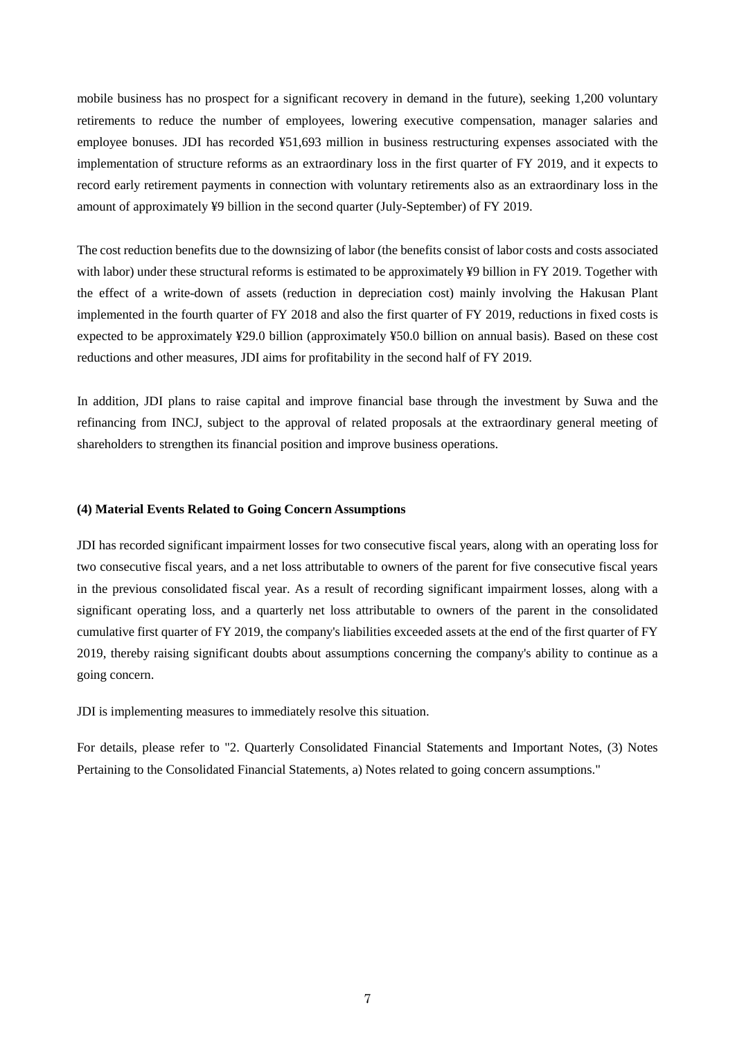mobile business has no prospect for a significant recovery in demand in the future), seeking 1,200 voluntary retirements to reduce the number of employees, lowering executive compensation, manager salaries and employee bonuses. JDI has recorded ¥51,693 million in business restructuring expenses associated with the implementation of structure reforms as an extraordinary loss in the first quarter of FY 2019, and it expects to record early retirement payments in connection with voluntary retirements also as an extraordinary loss in the amount of approximately ¥9 billion in the second quarter (July-September) of FY 2019.

The cost reduction benefits due to the downsizing of labor (the benefits consist of labor costs and costs associated with labor) under these structural reforms is estimated to be approximately ¥9 billion in FY 2019. Together with the effect of a write-down of assets (reduction in depreciation cost) mainly involving the Hakusan Plant implemented in the fourth quarter of FY 2018 and also the first quarter of FY 2019, reductions in fixed costs is expected to be approximately ¥29.0 billion (approximately ¥50.0 billion on annual basis). Based on these cost reductions and other measures, JDI aims for profitability in the second half of FY 2019.

In addition, JDI plans to raise capital and improve financial base through the investment by Suwa and the refinancing from INCJ, subject to the approval of related proposals at the extraordinary general meeting of shareholders to strengthen its financial position and improve business operations.

**(4) Material Events Related to Going Concern Assumptions**

JDI has recorded significant impairment losses for two consecutive fiscal years, along with an operating loss for two consecutive fiscal years, and a net loss attributable to owners of the parent for five consecutive fiscal years in the previous consolidated fiscal year. As a result of recording significant impairment losses, along with a significant operating loss, and a quarterly net loss attributable to owners of the parent in the consolidated cumulative first quarter of FY 2019, the company's liabilities exceeded assets at the end of the first quarter of FY 2019, thereby raising significant doubts about assumptions concerning the company's ability to continue as a going concern.

JDI is implementing measures to immediately resolve this situation.

For details, please refer to "2. Quarterly Consolidated Financial Statements and Important Notes, (3) Notes Pertaining to the Consolidated Financial Statements, a) Notes related to going concern assumptions."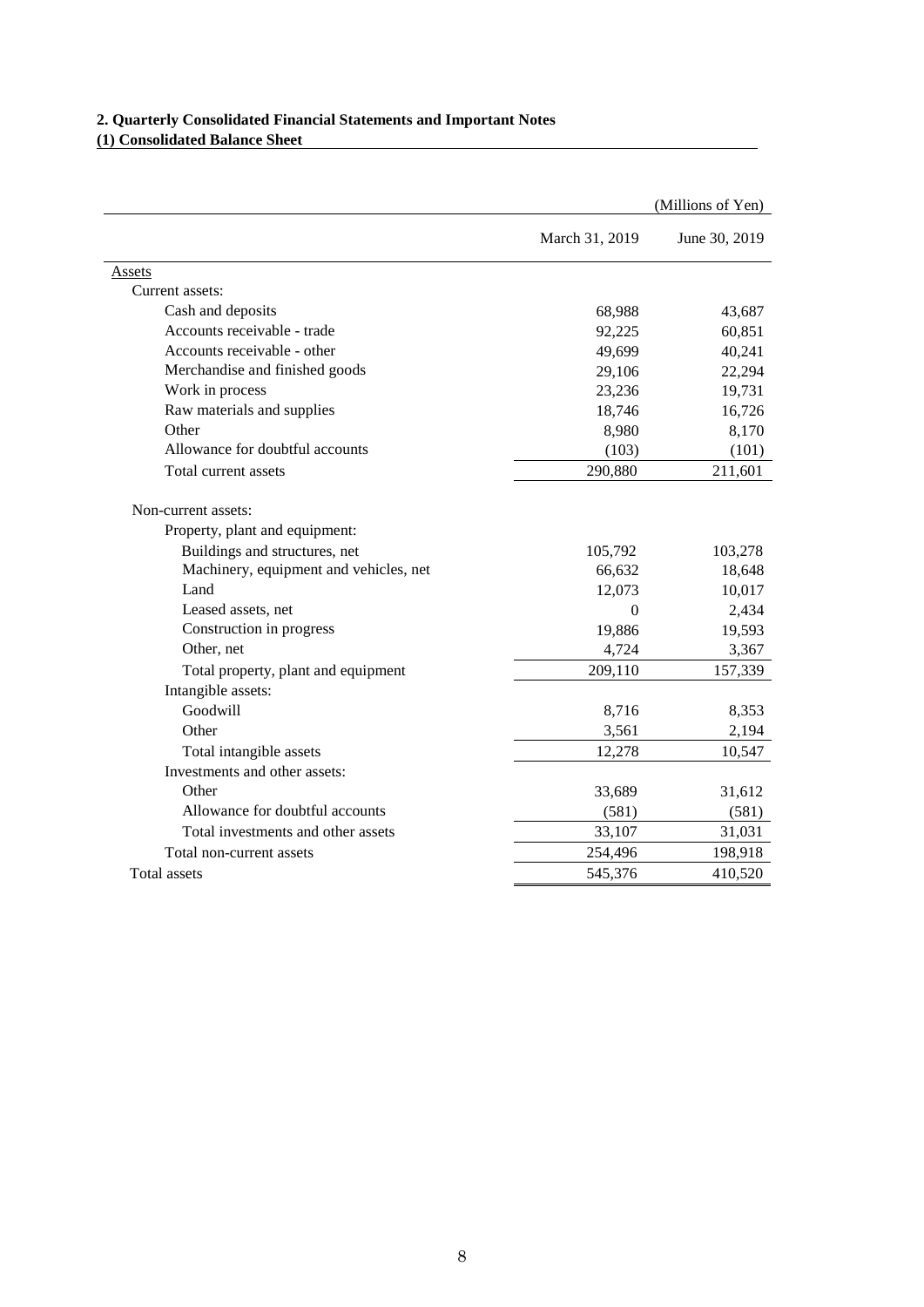## 2. Quarterly Consolidated Financial Statements and Important Notes

### (1) Consolidated Balance Sheet

(Millions of Yen)

| | March 31, 2019 | June 30, 2019 |
|---|---|---|
| Assets | | |
| Current assets: | | |
| Cash and deposits | 68,988 | 43,687 |
| Accounts receivable - trade | 92,225 | 60,851 |
| Accounts receivable - other | 49,699 | 40,241 |
| Merchandise and finished goods | 29,106 | 22,294 |
| Work in process | 23,236 | 19,731 |
| Raw materials and supplies | 18,746 | 16,726 |
| Other | 8,980 | 8,170 |
| Allowance for doubtful accounts | (103) | (101) |
| Total current assets | 290,880 | 211,601 |
| Non-current assets: | | |
| Property, plant and equipment: | | |
| Buildings and structures, net | 105,792 | 103,278 |
| Machinery, equipment and vehicles, net | 66,632 | 18,648 |
| Land | 12,073 | 10,017 |
| Leased assets, net | 0 | 2,434 |
| Construction in progress | 19,886 | 19,593 |
| Other, net | 4,724 | 3,367 |
| Total property, plant and equipment | 209,110 | 157,339 |
| Intangible assets: | | |
| Goodwill | 8,716 | 8,353 |
| Other | 3,561 | 2,194 |
| Total intangible assets | 12,278 | 10,547 |
| Investments and other assets: | | |
| Other | 33,689 | 31,612 |
| Allowance for doubtful accounts | (581) | (581) |
| Total investments and other assets | 33,107 | 31,031 |
| Total non-current assets | 254,496 | 198,918 |
| Total assets | 545,376 | 410,520 |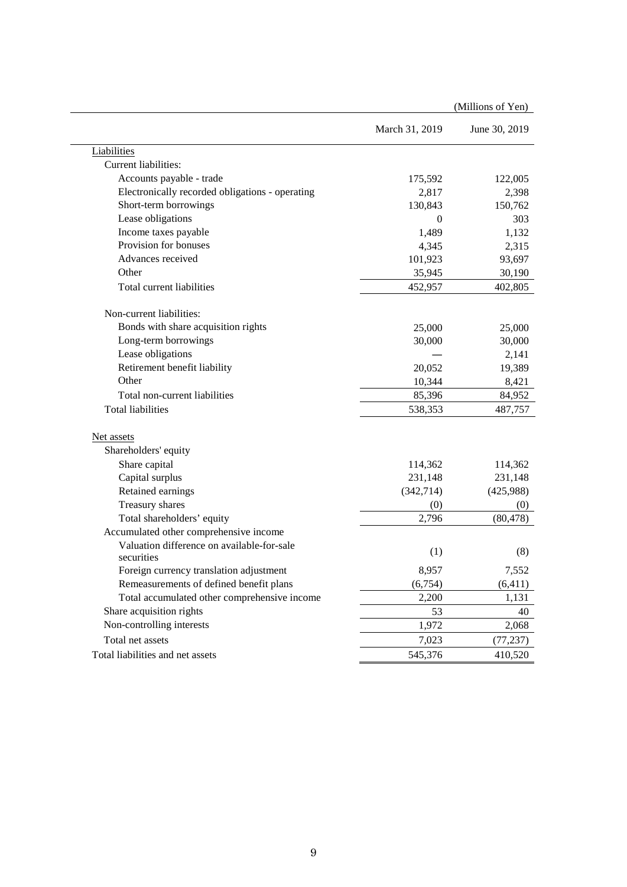(Millions of Yen)

| | March 31, 2019 | June 30, 2019 |
|---|---|---|
| Liabilities | | |
| Current liabilities: | | |
| Accounts payable - trade | 175,592 | 122,005 |
| Electronically recorded obligations - operating | 2,817 | 2,398 |
| Short-term borrowings | 130,843 | 150,762 |
| Lease obligations | 0 | 303 |
| Income taxes payable | 1,489 | 1,132 |
| Provision for bonuses | 4,345 | 2,315 |
| Advances received | 101,923 | 93,697 |
| Other | 35,945 | 30,190 |
| Total current liabilities | 452,957 | 402,805 |
| Non-current liabilities: | | |
| Bonds with share acquisition rights | 25,000 | 25,000 |
| Long-term borrowings | 30,000 | 30,000 |
| Lease obligations | — | 2,141 |
| Retirement benefit liability | 20,052 | 19,389 |
| Other | 10,344 | 8,421 |
| Total non-current liabilities | 85,396 | 84,952 |
| Total liabilities | 538,353 | 487,757 |
| Net assets | | |
| Shareholders' equity | | |
| Share capital | 114,362 | 114,362 |
| Capital surplus | 231,148 | 231,148 |
| Retained earnings | (342,714) | (425,988) |
| Treasury shares | (0) | (0) |
| Total shareholders' equity | 2,796 | (80,478) |
| Accumulated other comprehensive income | | |
| Valuation difference on available-for-sale securities | (1) | (8) |
| Foreign currency translation adjustment | 8,957 | 7,552 |
| Remeasurements of defined benefit plans | (6,754) | (6,411) |
| Total accumulated other comprehensive income | 2,200 | 1,131 |
| Share acquisition rights | 53 | 40 |
| Non-controlling interests | 1,972 | 2,068 |
| Total net assets | 7,023 | (77,237) |
| Total liabilities and net assets | 545,376 | 410,520 |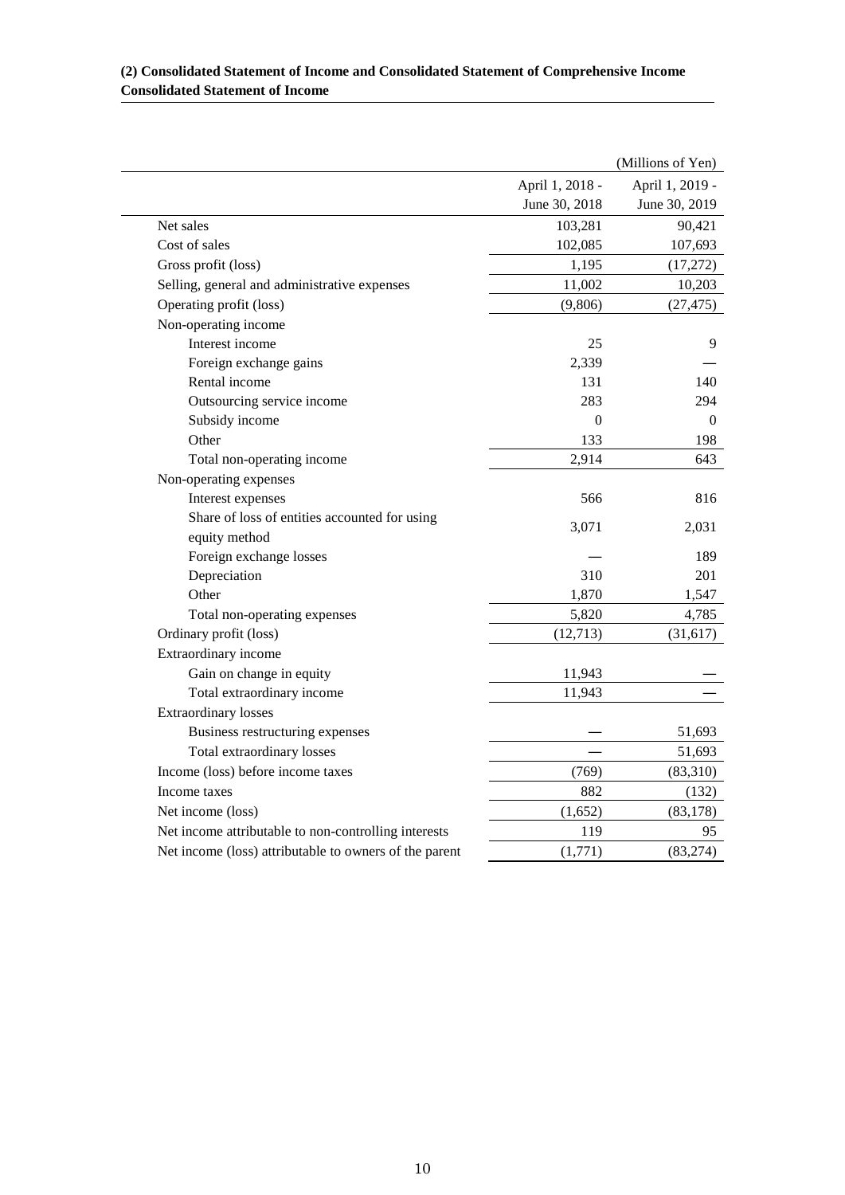**(2) Consolidated Statement of Income and Consolidated Statement of Comprehensive Income**
**Consolidated Statement of Income**

(Millions of Yen)

| | April 1, 2018 - June 30, 2018 | April 1, 2019 - June 30, 2019 |
|---|---|---|
| Net sales | 103,281 | 90,421 |
| Cost of sales | 102,085 | 107,693 |
| Gross profit (loss) | 1,195 | (17,272) |
| Selling, general and administrative expenses | 11,002 | 10,203 |
| Operating profit (loss) | (9,806) | (27,475) |
| Non-operating income | | |
| Interest income | 25 | 9 |
| Foreign exchange gains | 2,339 | — |
| Rental income | 131 | 140 |
| Outsourcing service income | 283 | 294 |
| Subsidy income | 0 | 0 |
| Other | 133 | 198 |
| Total non-operating income | 2,914 | 643 |
| Non-operating expenses | | |
| Interest expenses | 566 | 816 |
| Share of loss of entities accounted for using equity method | 3,071 | 2,031 |
| Foreign exchange losses | — | 189 |
| Depreciation | 310 | 201 |
| Other | 1,870 | 1,547 |
| Total non-operating expenses | 5,820 | 4,785 |
| Ordinary profit (loss) | (12,713) | (31,617) |
| Extraordinary income | | |
| Gain on change in equity | 11,943 | — |
| Total extraordinary income | 11,943 | — |
| Extraordinary losses | | |
| Business restructuring expenses | — | 51,693 |
| Total extraordinary losses | — | 51,693 |
| Income (loss) before income taxes | (769) | (83,310) |
| Income taxes | 882 | (132) |
| Net income (loss) | (1,652) | (83,178) |
| Net income attributable to non-controlling interests | 119 | 95 |
| Net income (loss) attributable to owners of the parent | (1,771) | (83,274) |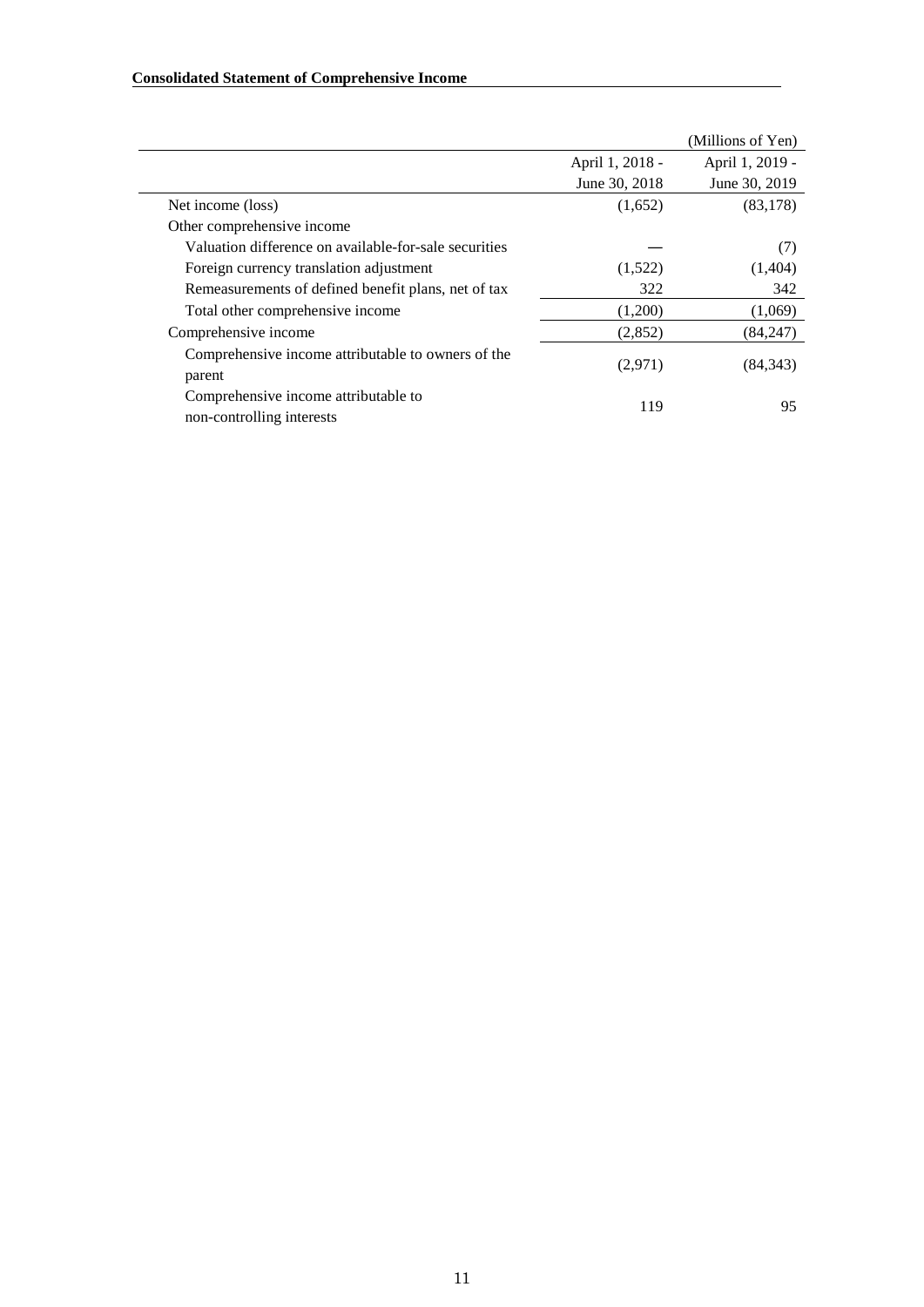**Consolidated Statement of Comprehensive Income**

(Millions of Yen)

| | April 1, 2018 - June 30, 2018 | April 1, 2019 - June 30, 2019 |
|---|---|---|
| Net income (loss) | (1,652) | (83,178) |
| Other comprehensive income | | |
| Valuation difference on available-for-sale securities | — | (7) |
| Foreign currency translation adjustment | (1,522) | (1,404) |
| Remeasurements of defined benefit plans, net of tax | 322 | 342 |
| Total other comprehensive income | (1,200) | (1,069) |
| Comprehensive income | (2,852) | (84,247) |
| Comprehensive income attributable to owners of the parent | (2,971) | (84,343) |
| Comprehensive income attributable to non-controlling interests | 119 | 95 |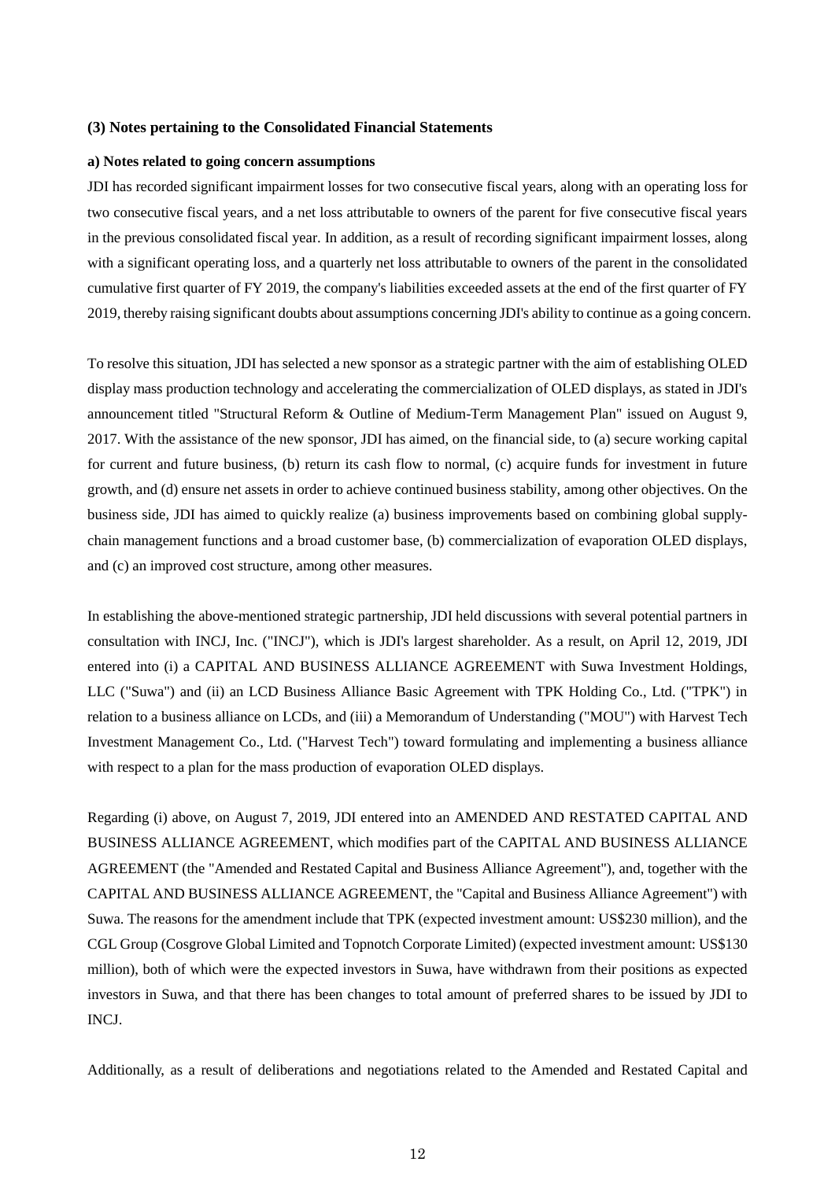### (3) Notes pertaining to the Consolidated Financial Statements

#### a) Notes related to going concern assumptions

JDI has recorded significant impairment losses for two consecutive fiscal years, along with an operating loss for two consecutive fiscal years, and a net loss attributable to owners of the parent for five consecutive fiscal years in the previous consolidated fiscal year. In addition, as a result of recording significant impairment losses, along with a significant operating loss, and a quarterly net loss attributable to owners of the parent in the consolidated cumulative first quarter of FY 2019, the company's liabilities exceeded assets at the end of the first quarter of FY 2019, thereby raising significant doubts about assumptions concerning JDI's ability to continue as a going concern.

To resolve this situation, JDI has selected a new sponsor as a strategic partner with the aim of establishing OLED display mass production technology and accelerating the commercialization of OLED displays, as stated in JDI's announcement titled "Structural Reform & Outline of Medium-Term Management Plan" issued on August 9, 2017. With the assistance of the new sponsor, JDI has aimed, on the financial side, to (a) secure working capital for current and future business, (b) return its cash flow to normal, (c) acquire funds for investment in future growth, and (d) ensure net assets in order to achieve continued business stability, among other objectives. On the business side, JDI has aimed to quickly realize (a) business improvements based on combining global supply-chain management functions and a broad customer base, (b) commercialization of evaporation OLED displays, and (c) an improved cost structure, among other measures.

In establishing the above-mentioned strategic partnership, JDI held discussions with several potential partners in consultation with INCJ, Inc. ("INCJ"), which is JDI's largest shareholder. As a result, on April 12, 2019, JDI entered into (i) a CAPITAL AND BUSINESS ALLIANCE AGREEMENT with Suwa Investment Holdings, LLC ("Suwa") and (ii) an LCD Business Alliance Basic Agreement with TPK Holding Co., Ltd. ("TPK") in relation to a business alliance on LCDs, and (iii) a Memorandum of Understanding ("MOU") with Harvest Tech Investment Management Co., Ltd. ("Harvest Tech") toward formulating and implementing a business alliance with respect to a plan for the mass production of evaporation OLED displays.

Regarding (i) above, on August 7, 2019, JDI entered into an AMENDED AND RESTATED CAPITAL AND BUSINESS ALLIANCE AGREEMENT, which modifies part of the CAPITAL AND BUSINESS ALLIANCE AGREEMENT (the "Amended and Restated Capital and Business Alliance Agreement"), and, together with the CAPITAL AND BUSINESS ALLIANCE AGREEMENT, the "Capital and Business Alliance Agreement") with Suwa. The reasons for the amendment include that TPK (expected investment amount: US$230 million), and the CGL Group (Cosgrove Global Limited and Topnotch Corporate Limited) (expected investment amount: US$130 million), both of which were the expected investors in Suwa, have withdrawn from their positions as expected investors in Suwa, and that there has been changes to total amount of preferred shares to be issued by JDI to INCJ.

Additionally, as a result of deliberations and negotiations related to the Amended and Restated Capital and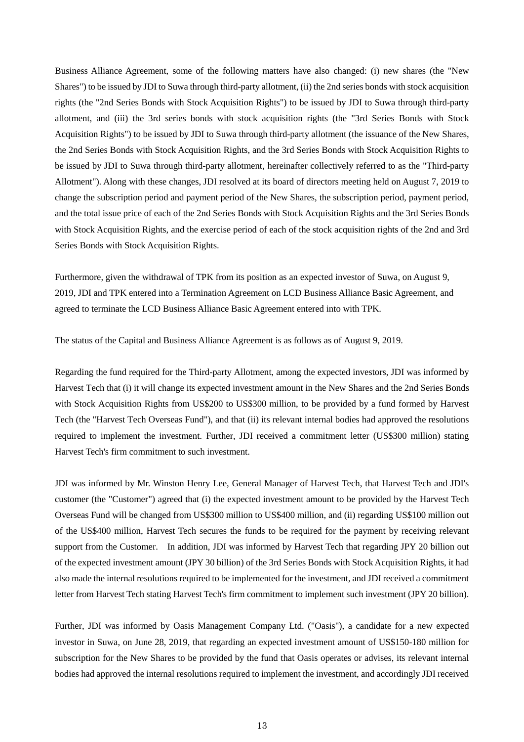Business Alliance Agreement, some of the following matters have also changed: (i) new shares (the "New Shares") to be issued by JDI to Suwa through third-party allotment, (ii) the 2nd series bonds with stock acquisition rights (the "2nd Series Bonds with Stock Acquisition Rights") to be issued by JDI to Suwa through third-party allotment, and (iii) the 3rd series bonds with stock acquisition rights (the "3rd Series Bonds with Stock Acquisition Rights") to be issued by JDI to Suwa through third-party allotment (the issuance of the New Shares, the 2nd Series Bonds with Stock Acquisition Rights, and the 3rd Series Bonds with Stock Acquisition Rights to be issued by JDI to Suwa through third-party allotment, hereinafter collectively referred to as the "Third-party Allotment"). Along with these changes, JDI resolved at its board of directors meeting held on August 7, 2019 to change the subscription period and payment period of the New Shares, the subscription period, payment period, and the total issue price of each of the 2nd Series Bonds with Stock Acquisition Rights and the 3rd Series Bonds with Stock Acquisition Rights, and the exercise period of each of the stock acquisition rights of the 2nd and 3rd Series Bonds with Stock Acquisition Rights.

Furthermore, given the withdrawal of TPK from its position as an expected investor of Suwa, on August 9, 2019, JDI and TPK entered into a Termination Agreement on LCD Business Alliance Basic Agreement, and agreed to terminate the LCD Business Alliance Basic Agreement entered into with TPK.

The status of the Capital and Business Alliance Agreement is as follows as of August 9, 2019.

Regarding the fund required for the Third-party Allotment, among the expected investors, JDI was informed by Harvest Tech that (i) it will change its expected investment amount in the New Shares and the 2nd Series Bonds with Stock Acquisition Rights from US$200 to US$300 million, to be provided by a fund formed by Harvest Tech (the "Harvest Tech Overseas Fund"), and that (ii) its relevant internal bodies had approved the resolutions required to implement the investment. Further, JDI received a commitment letter (US$300 million) stating Harvest Tech's firm commitment to such investment.

JDI was informed by Mr. Winston Henry Lee, General Manager of Harvest Tech, that Harvest Tech and JDI's customer (the "Customer") agreed that (i) the expected investment amount to be provided by the Harvest Tech Overseas Fund will be changed from US$300 million to US$400 million, and (ii) regarding US$100 million out of the US$400 million, Harvest Tech secures the funds to be required for the payment by receiving relevant support from the Customer. In addition, JDI was informed by Harvest Tech that regarding JPY 20 billion out of the expected investment amount (JPY 30 billion) of the 3rd Series Bonds with Stock Acquisition Rights, it had also made the internal resolutions required to be implemented for the investment, and JDI received a commitment letter from Harvest Tech stating Harvest Tech's firm commitment to implement such investment (JPY 20 billion).

Further, JDI was informed by Oasis Management Company Ltd. ("Oasis"), a candidate for a new expected investor in Suwa, on June 28, 2019, that regarding an expected investment amount of US$150-180 million for subscription for the New Shares to be provided by the fund that Oasis operates or advises, its relevant internal bodies had approved the internal resolutions required to implement the investment, and accordingly JDI received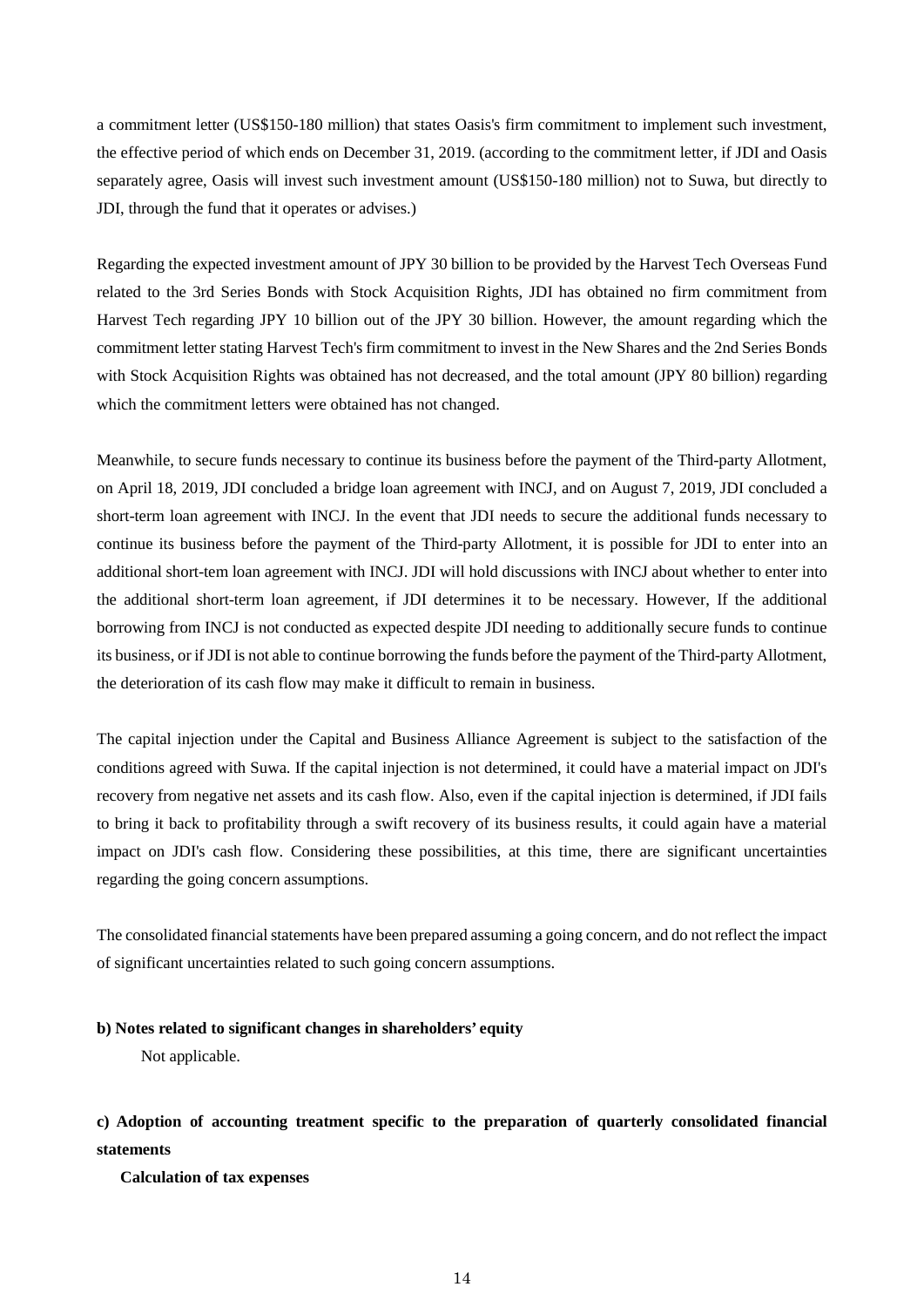a commitment letter (US$150-180 million) that states Oasis's firm commitment to implement such investment, the effective period of which ends on December 31, 2019. (according to the commitment letter, if JDI and Oasis separately agree, Oasis will invest such investment amount (US$150-180 million) not to Suwa, but directly to JDI, through the fund that it operates or advises.)

Regarding the expected investment amount of JPY 30 billion to be provided by the Harvest Tech Overseas Fund related to the 3rd Series Bonds with Stock Acquisition Rights, JDI has obtained no firm commitment from Harvest Tech regarding JPY 10 billion out of the JPY 30 billion. However, the amount regarding which the commitment letter stating Harvest Tech's firm commitment to invest in the New Shares and the 2nd Series Bonds with Stock Acquisition Rights was obtained has not decreased, and the total amount (JPY 80 billion) regarding which the commitment letters were obtained has not changed.

Meanwhile, to secure funds necessary to continue its business before the payment of the Third-party Allotment, on April 18, 2019, JDI concluded a bridge loan agreement with INCJ, and on August 7, 2019, JDI concluded a short-term loan agreement with INCJ. In the event that JDI needs to secure the additional funds necessary to continue its business before the payment of the Third-party Allotment, it is possible for JDI to enter into an additional short-tem loan agreement with INCJ. JDI will hold discussions with INCJ about whether to enter into the additional short-term loan agreement, if JDI determines it to be necessary. However, If the additional borrowing from INCJ is not conducted as expected despite JDI needing to additionally secure funds to continue its business, or if JDI is not able to continue borrowing the funds before the payment of the Third-party Allotment, the deterioration of its cash flow may make it difficult to remain in business.

The capital injection under the Capital and Business Alliance Agreement is subject to the satisfaction of the conditions agreed with Suwa. If the capital injection is not determined, it could have a material impact on JDI's recovery from negative net assets and its cash flow. Also, even if the capital injection is determined, if JDI fails to bring it back to profitability through a swift recovery of its business results, it could again have a material impact on JDI's cash flow. Considering these possibilities, at this time, there are significant uncertainties regarding the going concern assumptions.

The consolidated financial statements have been prepared assuming a going concern, and do not reflect the impact of significant uncertainties related to such going concern assumptions.

**b) Notes related to significant changes in shareholders' equity**

Not applicable.

**c) Adoption of accounting treatment specific to the preparation of quarterly consolidated financial statements**

**Calculation of tax expenses**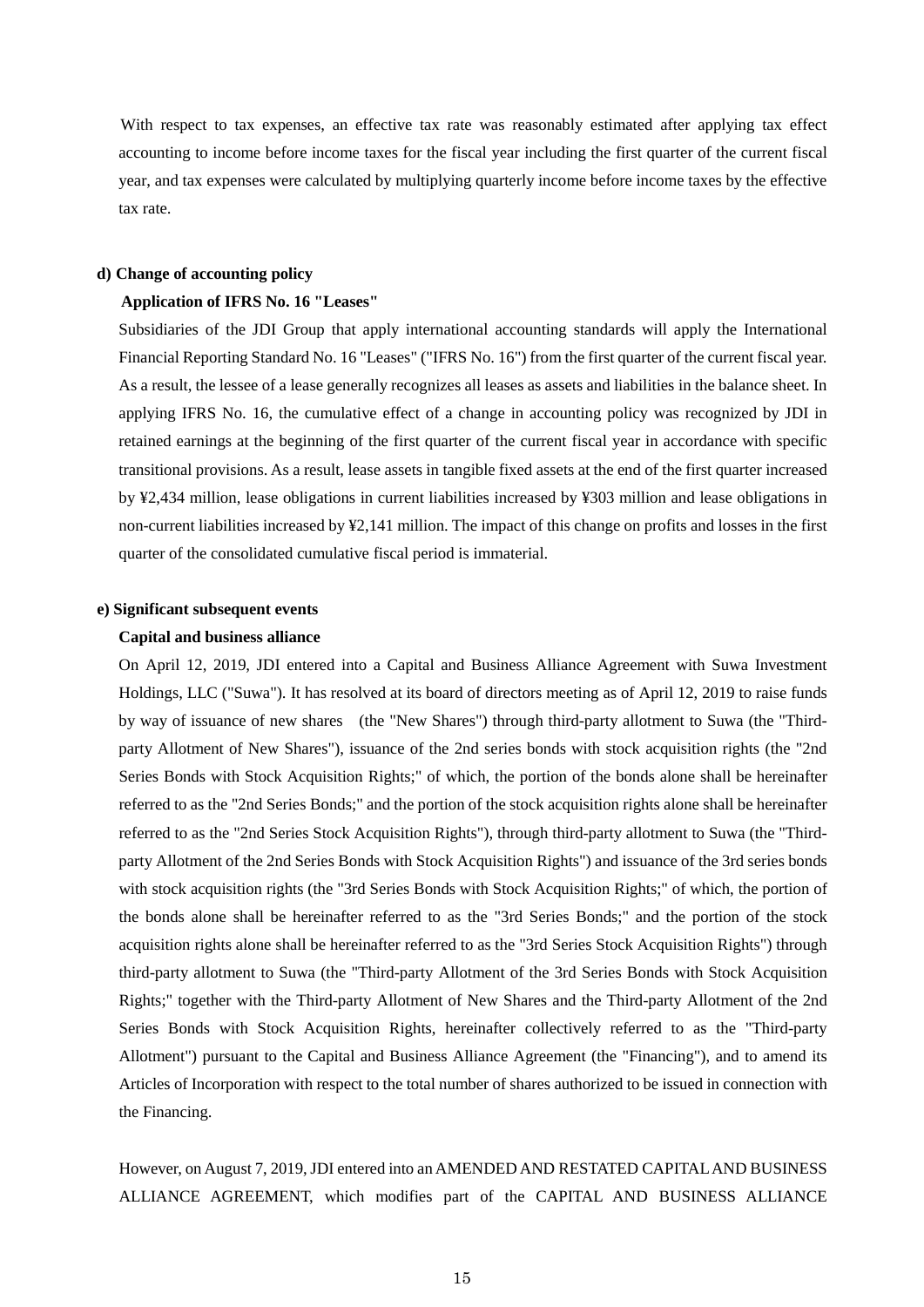With respect to tax expenses, an effective tax rate was reasonably estimated after applying tax effect accounting to income before income taxes for the fiscal year including the first quarter of the current fiscal year, and tax expenses were calculated by multiplying quarterly income before income taxes by the effective tax rate.

**d) Change of accounting policy**

**Application of IFRS No. 16 "Leases"**

Subsidiaries of the JDI Group that apply international accounting standards will apply the International Financial Reporting Standard No. 16 "Leases" ("IFRS No. 16") from the first quarter of the current fiscal year. As a result, the lessee of a lease generally recognizes all leases as assets and liabilities in the balance sheet. In applying IFRS No. 16, the cumulative effect of a change in accounting policy was recognized by JDI in retained earnings at the beginning of the first quarter of the current fiscal year in accordance with specific transitional provisions. As a result, lease assets in tangible fixed assets at the end of the first quarter increased by ¥2,434 million, lease obligations in current liabilities increased by ¥303 million and lease obligations in non-current liabilities increased by ¥2,141 million. The impact of this change on profits and losses in the first quarter of the consolidated cumulative fiscal period is immaterial.

**e) Significant subsequent events**

**Capital and business alliance**

On April 12, 2019, JDI entered into a Capital and Business Alliance Agreement with Suwa Investment Holdings, LLC ("Suwa"). It has resolved at its board of directors meeting as of April 12, 2019 to raise funds by way of issuance of new shares (the "New Shares") through third-party allotment to Suwa (the "Third-party Allotment of New Shares"), issuance of the 2nd series bonds with stock acquisition rights (the "2nd Series Bonds with Stock Acquisition Rights;" of which, the portion of the bonds alone shall be hereinafter referred to as the "2nd Series Bonds;" and the portion of the stock acquisition rights alone shall be hereinafter referred to as the "2nd Series Stock Acquisition Rights"), through third-party allotment to Suwa (the "Third-party Allotment of the 2nd Series Bonds with Stock Acquisition Rights") and issuance of the 3rd series bonds with stock acquisition rights (the "3rd Series Bonds with Stock Acquisition Rights;" of which, the portion of the bonds alone shall be hereinafter referred to as the "3rd Series Bonds;" and the portion of the stock acquisition rights alone shall be hereinafter referred to as the "3rd Series Stock Acquisition Rights") through third-party allotment to Suwa (the "Third-party Allotment of the 3rd Series Bonds with Stock Acquisition Rights;" together with the Third-party Allotment of New Shares and the Third-party Allotment of the 2nd Series Bonds with Stock Acquisition Rights, hereinafter collectively referred to as the "Third-party Allotment") pursuant to the Capital and Business Alliance Agreement (the "Financing"), and to amend its Articles of Incorporation with respect to the total number of shares authorized to be issued in connection with the Financing.

However, on August 7, 2019, JDI entered into an AMENDED AND RESTATED CAPITAL AND BUSINESS ALLIANCE AGREEMENT, which modifies part of the CAPITAL AND BUSINESS ALLIANCE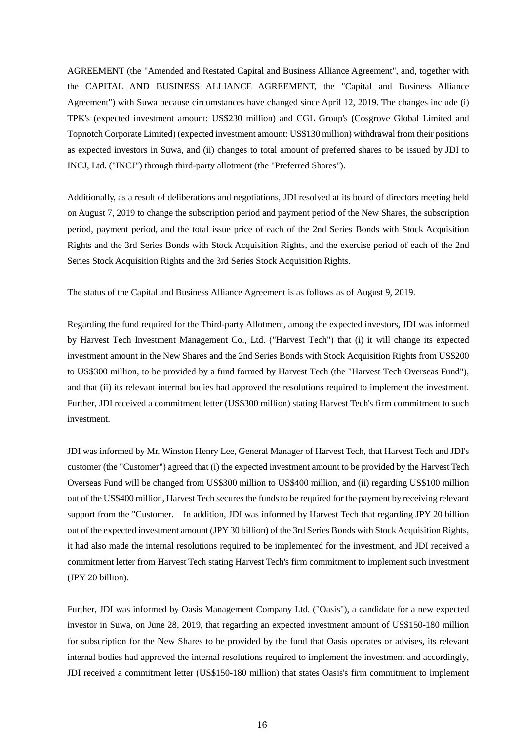AGREEMENT (the "Amended and Restated Capital and Business Alliance Agreement", and, together with the CAPITAL AND BUSINESS ALLIANCE AGREEMENT, the "Capital and Business Alliance Agreement") with Suwa because circumstances have changed since April 12, 2019. The changes include (i) TPK's (expected investment amount: US$230 million) and CGL Group's (Cosgrove Global Limited and Topnotch Corporate Limited) (expected investment amount: US$130 million) withdrawal from their positions as expected investors in Suwa, and (ii) changes to total amount of preferred shares to be issued by JDI to INCJ, Ltd. ("INCJ") through third-party allotment (the "Preferred Shares").

Additionally, as a result of deliberations and negotiations, JDI resolved at its board of directors meeting held on August 7, 2019 to change the subscription period and payment period of the New Shares, the subscription period, payment period, and the total issue price of each of the 2nd Series Bonds with Stock Acquisition Rights and the 3rd Series Bonds with Stock Acquisition Rights, and the exercise period of each of the 2nd Series Stock Acquisition Rights and the 3rd Series Stock Acquisition Rights.

The status of the Capital and Business Alliance Agreement is as follows as of August 9, 2019.

Regarding the fund required for the Third-party Allotment, among the expected investors, JDI was informed by Harvest Tech Investment Management Co., Ltd. ("Harvest Tech") that (i) it will change its expected investment amount in the New Shares and the 2nd Series Bonds with Stock Acquisition Rights from US$200 to US$300 million, to be provided by a fund formed by Harvest Tech (the "Harvest Tech Overseas Fund"), and that (ii) its relevant internal bodies had approved the resolutions required to implement the investment. Further, JDI received a commitment letter (US$300 million) stating Harvest Tech's firm commitment to such investment.

JDI was informed by Mr. Winston Henry Lee, General Manager of Harvest Tech, that Harvest Tech and JDI's customer (the "Customer") agreed that (i) the expected investment amount to be provided by the Harvest Tech Overseas Fund will be changed from US$300 million to US$400 million, and (ii) regarding US$100 million out of the US$400 million, Harvest Tech secures the funds to be required for the payment by receiving relevant support from the "Customer. In addition, JDI was informed by Harvest Tech that regarding JPY 20 billion out of the expected investment amount (JPY 30 billion) of the 3rd Series Bonds with Stock Acquisition Rights, it had also made the internal resolutions required to be implemented for the investment, and JDI received a commitment letter from Harvest Tech stating Harvest Tech's firm commitment to implement such investment (JPY 20 billion).

Further, JDI was informed by Oasis Management Company Ltd. ("Oasis"), a candidate for a new expected investor in Suwa, on June 28, 2019, that regarding an expected investment amount of US$150-180 million for subscription for the New Shares to be provided by the fund that Oasis operates or advises, its relevant internal bodies had approved the internal resolutions required to implement the investment and accordingly, JDI received a commitment letter (US$150-180 million) that states Oasis's firm commitment to implement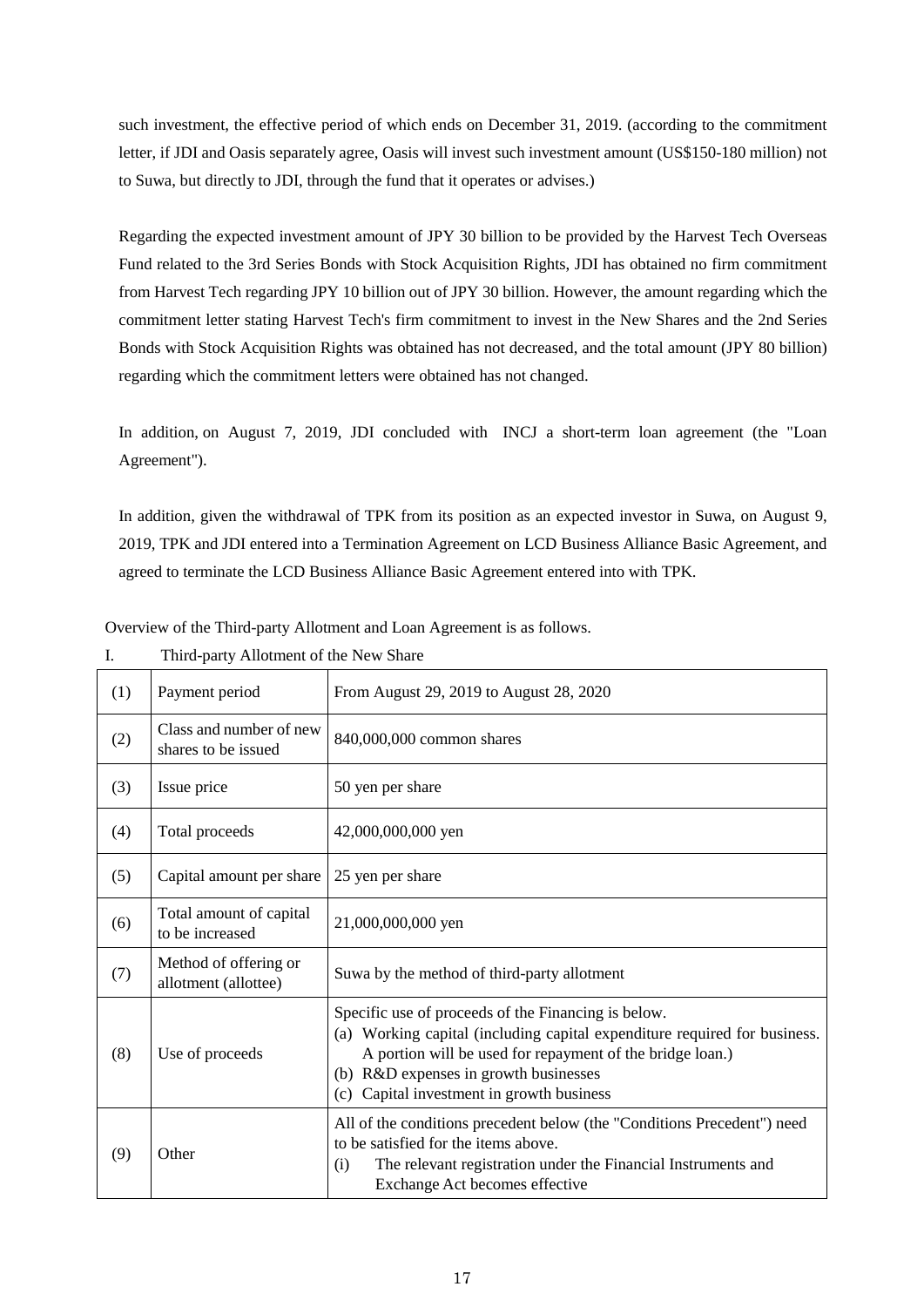such investment, the effective period of which ends on December 31, 2019. (according to the commitment letter, if JDI and Oasis separately agree, Oasis will invest such investment amount (US$150-180 million) not to Suwa, but directly to JDI, through the fund that it operates or advises.)

Regarding the expected investment amount of JPY 30 billion to be provided by the Harvest Tech Overseas Fund related to the 3rd Series Bonds with Stock Acquisition Rights, JDI has obtained no firm commitment from Harvest Tech regarding JPY 10 billion out of JPY 30 billion. However, the amount regarding which the commitment letter stating Harvest Tech's firm commitment to invest in the New Shares and the 2nd Series Bonds with Stock Acquisition Rights was obtained has not decreased, and the total amount (JPY 80 billion) regarding which the commitment letters were obtained has not changed.

In addition, on August 7, 2019, JDI concluded with INCJ a short-term loan agreement (the "Loan Agreement").

In addition, given the withdrawal of TPK from its position as an expected investor in Suwa, on August 9, 2019, TPK and JDI entered into a Termination Agreement on LCD Business Alliance Basic Agreement, and agreed to terminate the LCD Business Alliance Basic Agreement entered into with TPK.

Overview of the Third-party Allotment and Loan Agreement is as follows.

I. Third-party Allotment of the New Share

| | | |
|---|---|---|
| (1) | Payment period | From August 29, 2019 to August 28, 2020 |
| (2) | Class and number of new shares to be issued | 840,000,000 common shares |
| (3) | Issue price | 50 yen per share |
| (4) | Total proceeds | 42,000,000,000 yen |
| (5) | Capital amount per share | 25 yen per share |
| (6) | Total amount of capital to be increased | 21,000,000,000 yen |
| (7) | Method of offering or allotment (allottee) | Suwa by the method of third-party allotment |
| (8) | Use of proceeds | Specific use of proceeds of the Financing is below.<br>(a) Working capital (including capital expenditure required for business. A portion will be used for repayment of the bridge loan.)<br>(b) R&D expenses in growth businesses<br>(c) Capital investment in growth business |
| (9) | Other | All of the conditions precedent below (the "Conditions Precedent") need to be satisfied for the items above.<br>(i) The relevant registration under the Financial Instruments and Exchange Act becomes effective |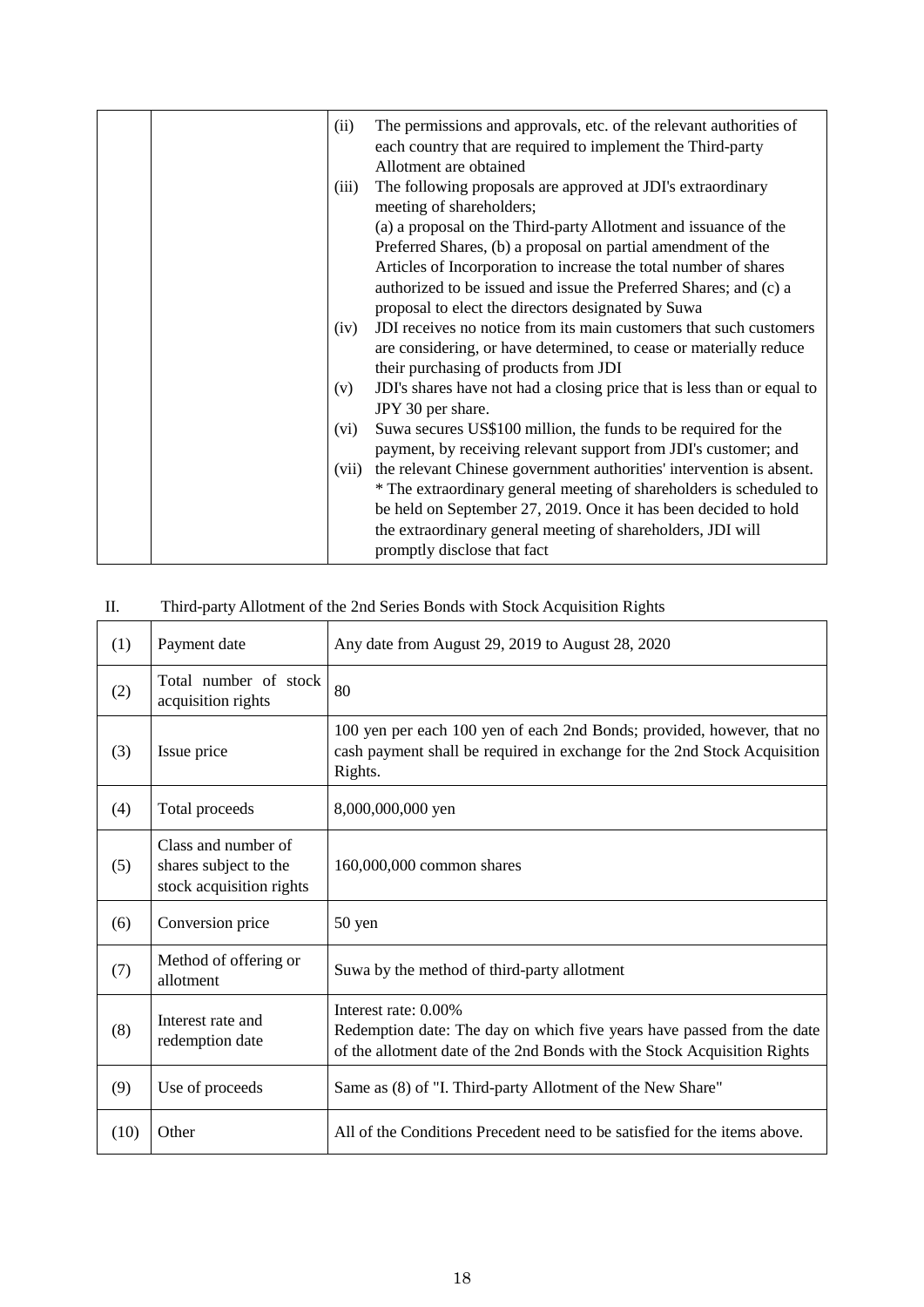| | | |
|---|---|---|
| | | (ii) The permissions and approvals, etc. of the relevant authorities of each country that are required to implement the Third-party Allotment are obtained<br>(iii) The following proposals are approved at JDI's extraordinary meeting of shareholders;<br>(a) a proposal on the Third-party Allotment and issuance of the Preferred Shares, (b) a proposal on partial amendment of the Articles of Incorporation to increase the total number of shares authorized to be issued and issue the Preferred Shares; and (c) a proposal to elect the directors designated by Suwa<br>(iv) JDI receives no notice from its main customers that such customers are considering, or have determined, to cease or materially reduce their purchasing of products from JDI<br>(v) JDI's shares have not had a closing price that is less than or equal to JPY 30 per share.<br>(vi) Suwa secures US$100 million, the funds to be required for the payment, by receiving relevant support from JDI's customer; and<br>(vii) the relevant Chinese government authorities' intervention is absent.<br>* The extraordinary general meeting of shareholders is scheduled to be held on September 27, 2019. Once it has been decided to hold the extraordinary general meeting of shareholders, JDI will promptly disclose that fact |

II. Third-party Allotment of the 2nd Series Bonds with Stock Acquisition Rights

| | | |
|---|---|---|
| (1) | Payment date | Any date from August 29, 2019 to August 28, 2020 |
| (2) | Total number of stock acquisition rights | 80 |
| (3) | Issue price | 100 yen per each 100 yen of each 2nd Bonds; provided, however, that no cash payment shall be required in exchange for the 2nd Stock Acquisition Rights. |
| (4) | Total proceeds | 8,000,000,000 yen |
| (5) | Class and number of shares subject to the stock acquisition rights | 160,000,000 common shares |
| (6) | Conversion price | 50 yen |
| (7) | Method of offering or allotment | Suwa by the method of third-party allotment |
| (8) | Interest rate and redemption date | Interest rate: 0.00%<br>Redemption date: The day on which five years have passed from the date of the allotment date of the 2nd Bonds with the Stock Acquisition Rights |
| (9) | Use of proceeds | Same as (8) of "I. Third-party Allotment of the New Share" |
| (10) | Other | All of the Conditions Precedent need to be satisfied for the items above. |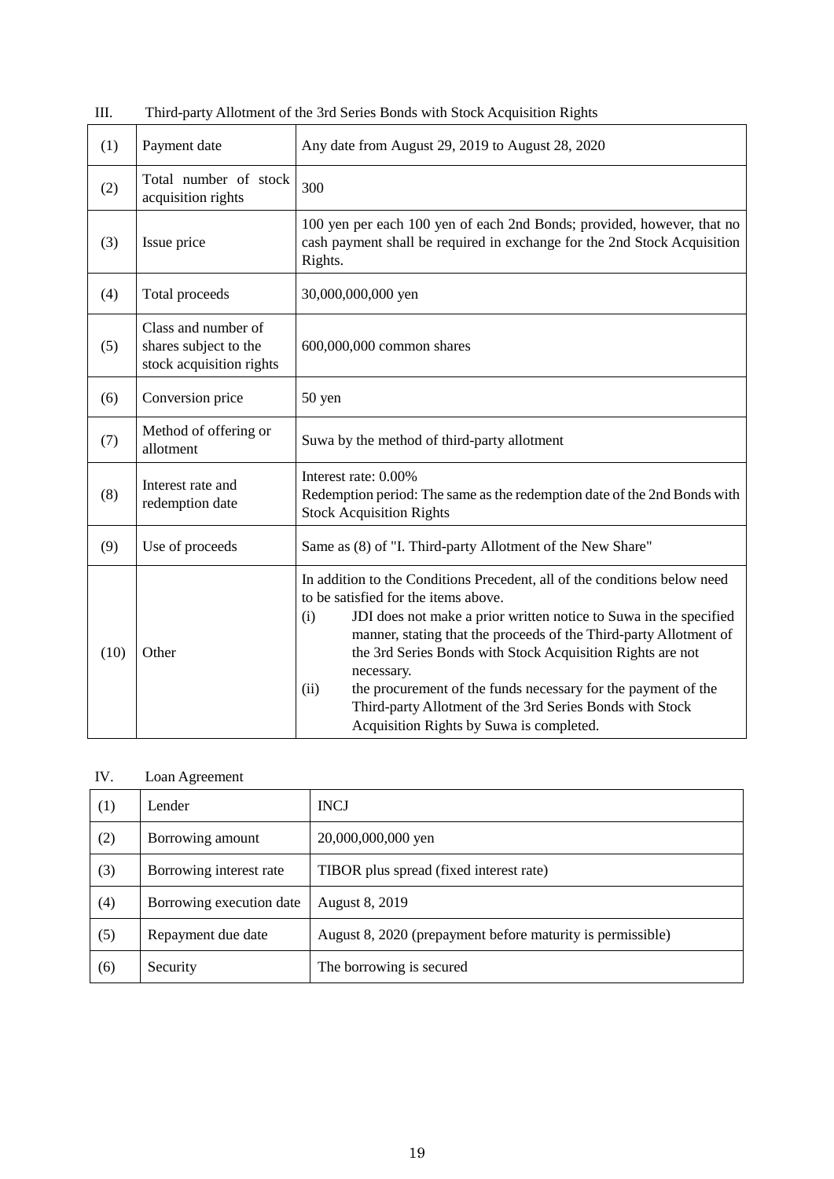III. Third-party Allotment of the 3rd Series Bonds with Stock Acquisition Rights

| | | |
|---|---|---|
| (1) | Payment date | Any date from August 29, 2019 to August 28, 2020 |
| (2) | Total number of stock acquisition rights | 300 |
| (3) | Issue price | 100 yen per each 100 yen of each 2nd Bonds; provided, however, that no cash payment shall be required in exchange for the 2nd Stock Acquisition Rights. |
| (4) | Total proceeds | 30,000,000,000 yen |
| (5) | Class and number of shares subject to the stock acquisition rights | 600,000,000 common shares |
| (6) | Conversion price | 50 yen |
| (7) | Method of offering or allotment | Suwa by the method of third-party allotment |
| (8) | Interest rate and redemption date | Interest rate: 0.00%<br>Redemption period: The same as the redemption date of the 2nd Bonds with Stock Acquisition Rights |
| (9) | Use of proceeds | Same as (8) of "I. Third-party Allotment of the New Share" |
| (10) | Other | In addition to the Conditions Precedent, all of the conditions below need to be satisfied for the items above.<br>(i) JDI does not make a prior written notice to Suwa in the specified manner, stating that the proceeds of the Third-party Allotment of the 3rd Series Bonds with Stock Acquisition Rights are not necessary.<br>(ii) the procurement of the funds necessary for the payment of the Third-party Allotment of the 3rd Series Bonds with Stock Acquisition Rights by Suwa is completed. |

IV. Loan Agreement

| | | |
|---|---|---|
| (1) | Lender | INCJ |
| (2) | Borrowing amount | 20,000,000,000 yen |
| (3) | Borrowing interest rate | TIBOR plus spread (fixed interest rate) |
| (4) | Borrowing execution date | August 8, 2019 |
| (5) | Repayment due date | August 8, 2020 (prepayment before maturity is permissible) |
| (6) | Security | The borrowing is secured |